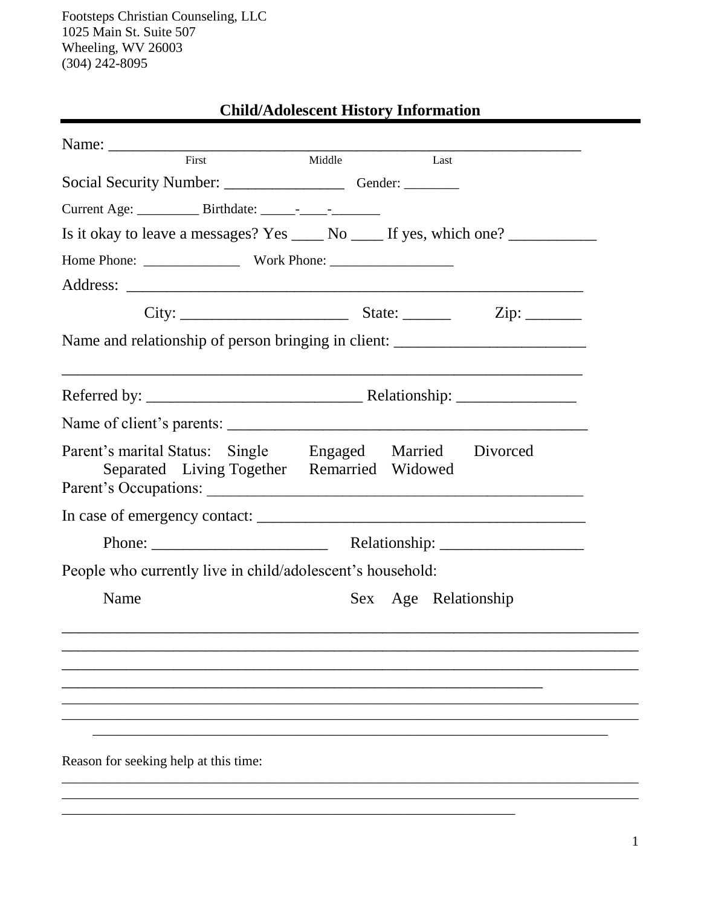Footsteps Christian Counseling, LLC
1025 Main St. Suite 507
Wheeling, WV 26003
(304) 242-8095

## Child/Adolescent History Information

Name: ___________________________________________________________
First Middle Last

Social Security Number: _______________ Gender: ________

Current Age: _________ Birthdate: _____-____-_______

Is it okay to leave a messages? Yes ____ No ____ If yes, which one? ___________

Home Phone: ______________ Work Phone: _________________

Address: _________________________________________________________

City: _____________________ State: ______ Zip: _______

Name and relationship of person bringing in client: _______________________

_______________________________________________________________

Referred by: __________________________ Relationship: _______________

Name of client's parents: ______________________________________________

Parent's marital Status: Single Engaged Married Divorced
Separated Living Together Remarried Widowed

Parent's Occupations: _________________________________________________

In case of emergency contact: ________________________________________

Phone: ______________________ Relationship: __________________

People who currently live in child/adolescent's household:

Name Sex Age Relationship

___________________________________________________________________________
___________________________________________________________________________
___________________________________________________________________________
______________________________________________________________
___________________________________________________________________________
___________________________________________________________________________
___________________________________________________________________

Reason for seeking help at this time:

___________________________________________________________________________
___________________________________________________________________________
__________________________________________________________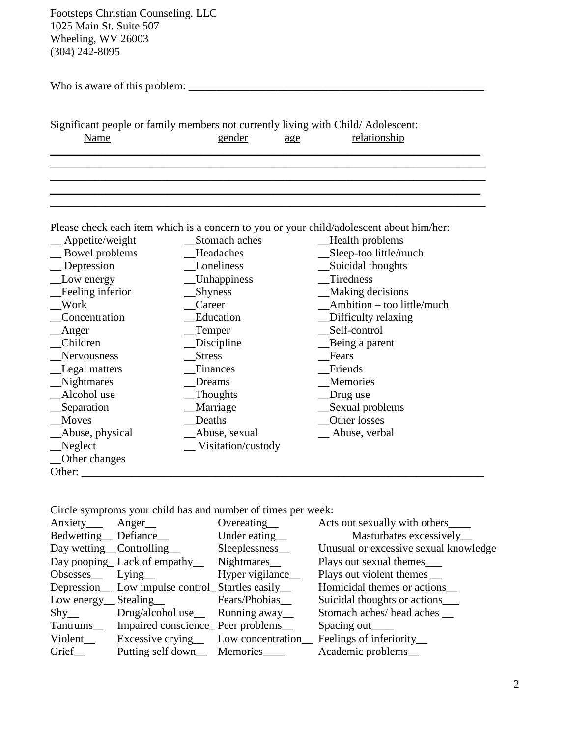Footsteps Christian Counseling, LLC
1025 Main St. Suite 507
Wheeling, WV 26003
(304) 242-8095

Who is aware of this problem: _______________________________________________________

Significant people or family members not currently living with Child/ Adolescent:

| Name | gender | age | relationship |
|---|---|---|---|
| | | | |
| | | | |
| | | | |
| | | | |
| | | | |

Please check each item which is a concern to you or your child/adolescent about him/her:

| | | |
|---|---|---|
| __ Appetite/weight | __Stomach aches | __Health problems |
| __ Bowel problems | __Headaches | __Sleep-too little/much |
| __ Depression | __Loneliness | __Suicidal thoughts |
| __Low energy | __Unhappiness | __Tiredness |
| __Feeling inferior | __Shyness | __Making decisions |
| __Work | __Career | __Ambition – too little/much |
| __Concentration | __Education | __Difficulty relaxing |
| __Anger | __Temper | __Self-control |
| __Children | __Discipline | __Being a parent |
| __Nervousness | __Stress | __Fears |
| __Legal matters | __Finances | __Friends |
| __Nightmares | __Dreams | __Memories |
| __Alcohol use | __Thoughts | __Drug use |
| __Separation | __Marriage | __Sexual problems |
| __Moves | __Deaths | __Other losses |
| __Abuse, physical | __Abuse, sexual | __ Abuse, verbal |
| __Neglect | __ Visitation/custody | |
| __Other changes | | |

Other: ___________________________________________________________________________

Circle symptoms your child has and number of times per week:

| | | | |
|---|---|---|---|
| Anxiety___ | Anger__ | Overeating__ | Acts out sexually with others____ |
| Bedwetting__ | Defiance__ | Under eating__ | Masturbates excessively__ |
| Day wetting__ | Controlling__ | Sleeplessness__ | Unusual or excessive sexual knowledge |
| Day pooping_ | Lack of empathy__ | Nightmares__ | Plays out sexual themes___ |
| Obsesses__ | Lying__ | Hyper vigilance__ | Plays out violent themes __ |
| Depression__ | Low impulse control_ | Startles easily__ | Homicidal themes or actions__ |
| Low energy__ | Stealing__ | Fears/Phobias__ | Suicidal thoughts or actions___ |
| Shy__ | Drug/alcohol use__ | Running away__ | Stomach aches/ head aches __ |
| Tantrums__ | Impaired conscience_ | Peer problems__ | Spacing out____ |
| Violent__ | Excessive crying__ | Low concentration__ | Feelings of inferiority__ |
| Grief__ | Putting self down__ | Memories____ | Academic problems__ |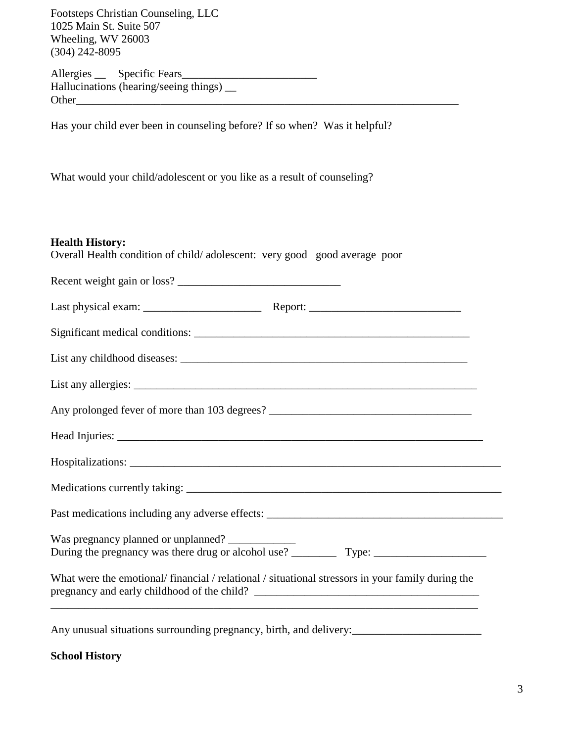Footsteps Christian Counseling, LLC
1025 Main St. Suite 507
Wheeling, WV 26003
(304) 242-8095

Allergies __ Specific Fears________________________
Hallucinations (hearing/seeing things) __
Other______________________________________________________________________

Has your child ever been in counseling before? If so when? Was it helpful?

What would your child/adolescent or you like as a result of counseling?

**Health History:**
Overall Health condition of child/ adolescent: very good good average poor

Recent weight gain or loss? _____________________________

Last physical exam: _____________________ Report: ___________________________

Significant medical conditions: __________________________________________________

List any childhood diseases: _____________________________________________________

List any allergies: ______________________________________________________________

Any prolonged fever of more than 103 degrees? ____________________________________

Head Injuries: _________________________________________________________________

Hospitalizations: _______________________________________________________________

Medications currently taking: _____________________________________________________

Past medications including any adverse effects: ______________________________________

Was pregnancy planned or unplanned? ____________
During the pregnancy was there drug or alcohol use? ________ Type: ____________________

What were the emotional/ financial / relational / situational stressors in your family during the pregnancy and early childhood of the child? ________________________________________
___________________________________________________________________________

Any unusual situations surrounding pregnancy, birth, and delivery:_______________________

**School History**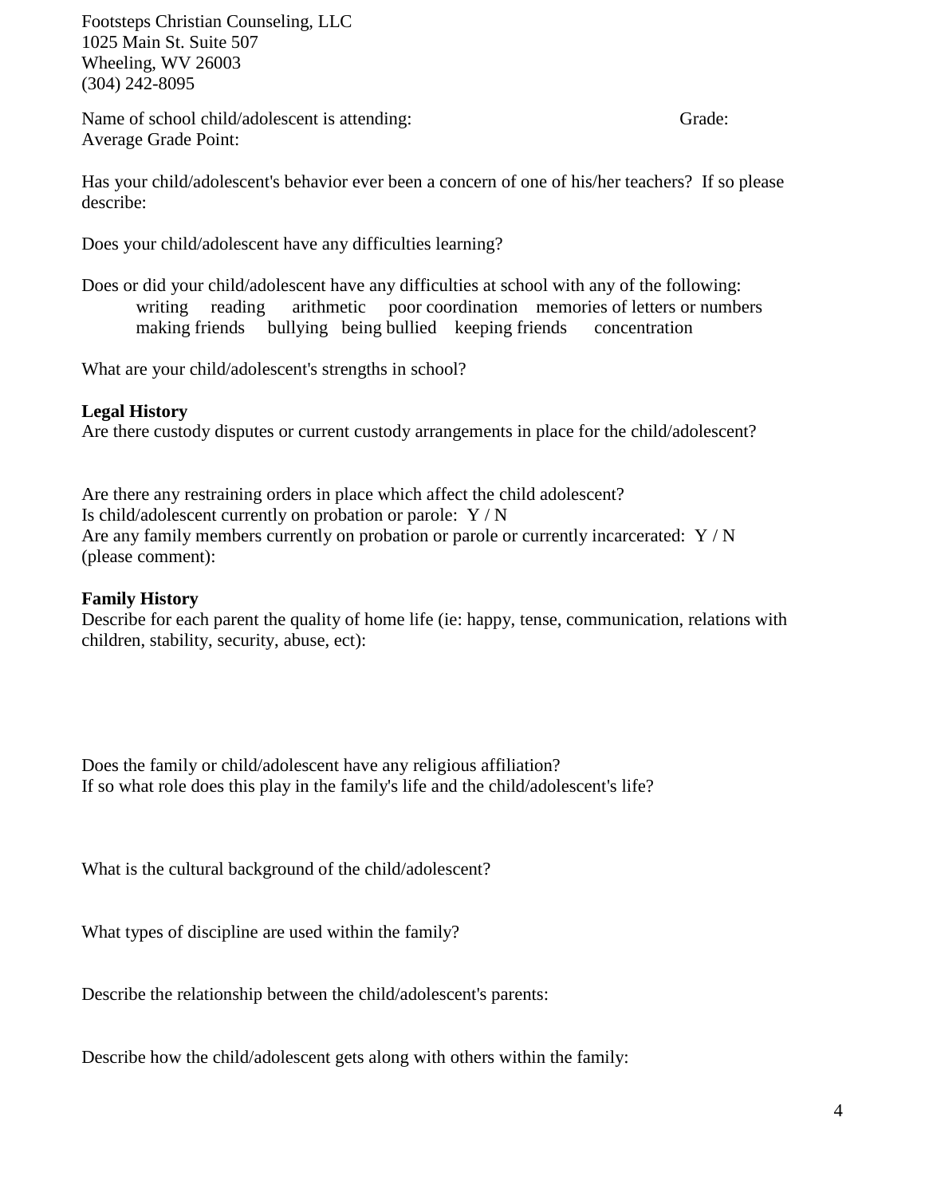Footsteps Christian Counseling, LLC
1025 Main St. Suite 507
Wheeling, WV 26003
(304) 242-8095

Name of school child/adolescent is attending: Grade:
Average Grade Point:

Has your child/adolescent's behavior ever been a concern of one of his/her teachers? If so please describe:

Does your child/adolescent have any difficulties learning?

Does or did your child/adolescent have any difficulties at school with any of the following:
writing reading arithmetic poor coordination memories of letters or numbers
making friends bullying being bullied keeping friends concentration

What are your child/adolescent's strengths in school?

**Legal History**
Are there custody disputes or current custody arrangements in place for the child/adolescent?

Are there any restraining orders in place which affect the child adolescent?
Is child/adolescent currently on probation or parole: Y / N
Are any family members currently on probation or parole or currently incarcerated: Y / N
(please comment):

**Family History**
Describe for each parent the quality of home life (ie: happy, tense, communication, relations with children, stability, security, abuse, ect):

Does the family or child/adolescent have any religious affiliation?
If so what role does this play in the family's life and the child/adolescent's life?

What is the cultural background of the child/adolescent?

What types of discipline are used within the family?

Describe the relationship between the child/adolescent's parents:

Describe how the child/adolescent gets along with others within the family: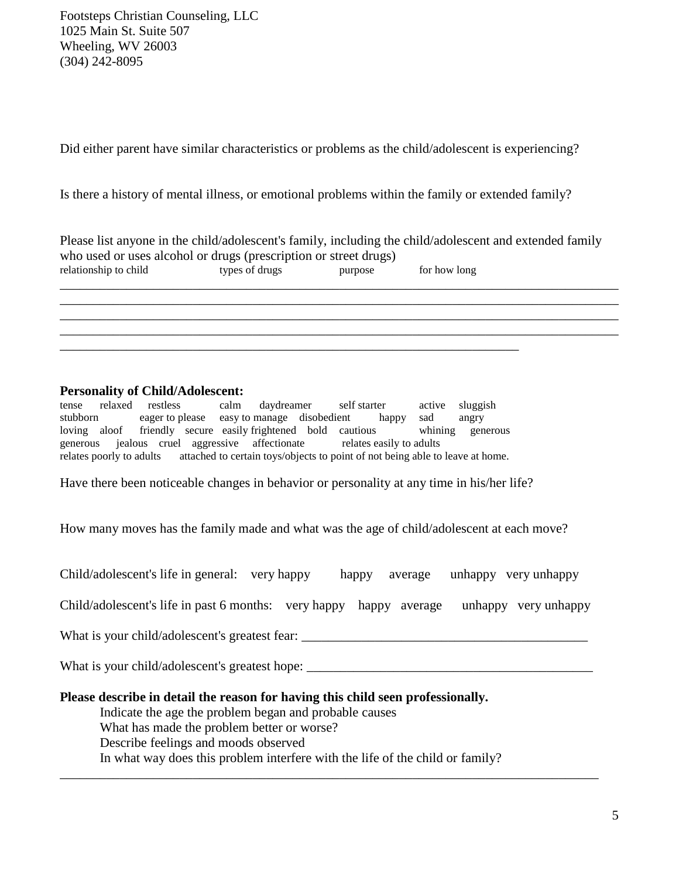Footsteps Christian Counseling, LLC
1025 Main St. Suite 507
Wheeling, WV 26003
(304) 242-8095

Did either parent have similar characteristics or problems as the child/adolescent is experiencing?

Is there a history of mental illness, or emotional problems within the family or extended family?

Please list anyone in the child/adolescent's family, including the child/adolescent and extended family who used or uses alcohol or drugs (prescription or street drugs)

relationship to child    types of drugs    purpose    for how long

______________________________________________________________________________________
______________________________________________________________________________________
______________________________________________________________________________________
______________________________________________________________________________________
________________________________________________________________________

**Personality of Child/Adolescent:**

tense relaxed restless calm daydreamer self starter active sluggish
stubborn eager to please easy to manage disobedient happy sad angry
loving aloof friendly secure easily frightened bold cautious whining generous
generous jealous cruel aggressive affectionate relates easily to adults
relates poorly to adults attached to certain toys/objects to point of not being able to leave at home.

Have there been noticeable changes in behavior or personality at any time in his/her life?

How many moves has the family made and what was the age of child/adolescent at each move?

Child/adolescent's life in general: very happy happy average unhappy very unhappy

Child/adolescent's life in past 6 months: very happy happy average unhappy very unhappy

What is your child/adolescent's greatest fear: ____________________________________________

What is your child/adolescent's greatest hope: ____________________________________________

**Please describe in detail the reason for having this child seen professionally.**

Indicate the age the problem began and probable causes
What has made the problem better or worse?
Describe feelings and moods observed
In what way does this problem interfere with the life of the child or family?

___________________________________________________________________________________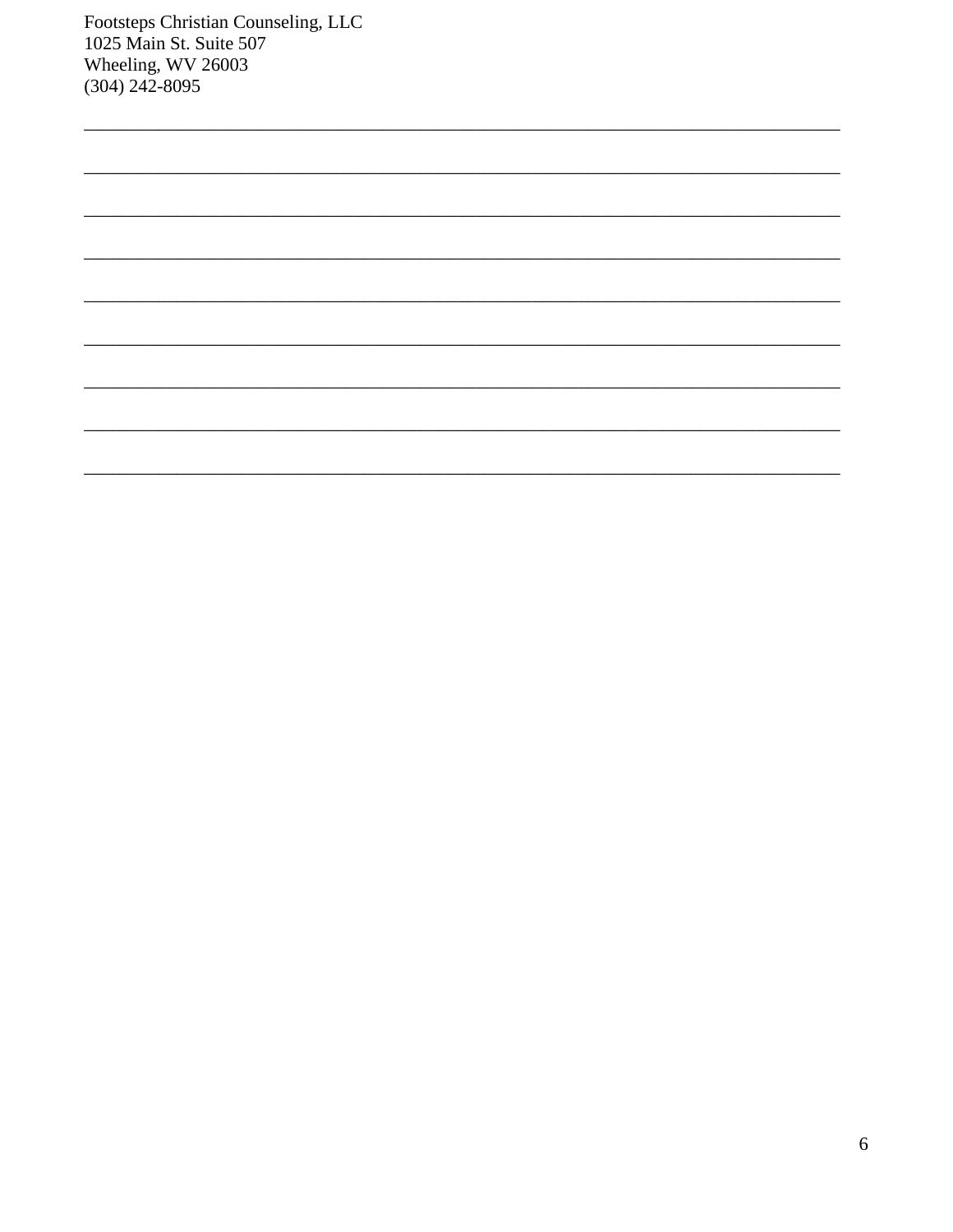Footsteps Christian Counseling, LLC
1025 Main St. Suite 507
Wheeling, WV 26003
(304) 242-8095

________________________________________________________________________

________________________________________________________________________

________________________________________________________________________

________________________________________________________________________

________________________________________________________________________

________________________________________________________________________

________________________________________________________________________

________________________________________________________________________

________________________________________________________________________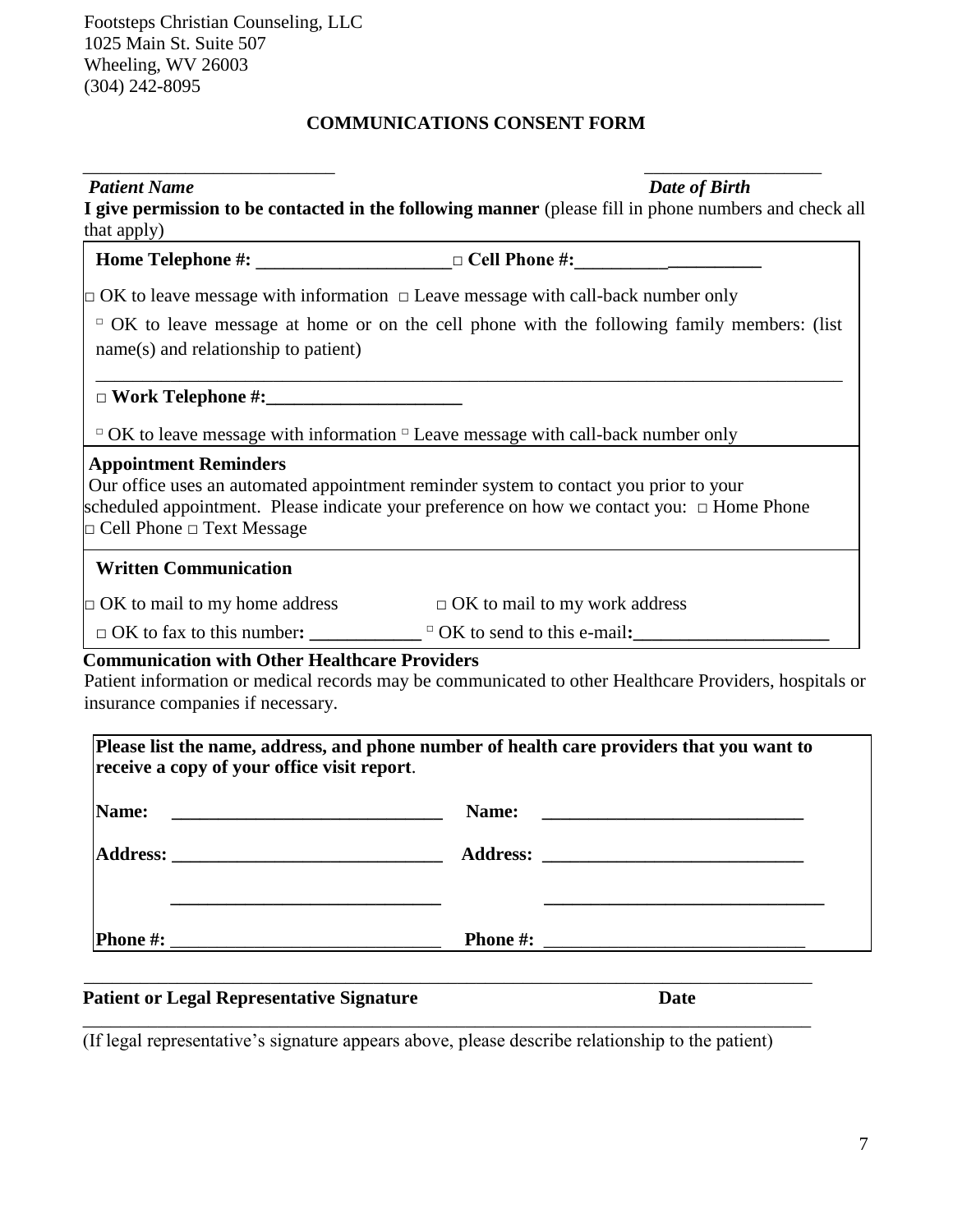Footsteps Christian Counseling, LLC
1025 Main St. Suite 507
Wheeling, WV 26003
(304) 242-8095

## COMMUNICATIONS CONSENT FORM

___________________________ ___________________

*Patient Name* *Date of Birth*

**I give permission to be contacted in the following manner** (please fill in phone numbers and check all that apply)

**Home Telephone #: ____________________** □ **Cell Phone #:____________________**

□ OK to leave message with information □ Leave message with call-back number only

□ OK to leave message at home or on the cell phone with the following family members: (list name(s) and relationship to patient)

_______________________________________________________________________________

□ **Work Telephone #:____________________**

□ OK to leave message with information □ Leave message with call-back number only

**Appointment Reminders**

Our office uses an automated appointment reminder system to contact you prior to your scheduled appointment. Please indicate your preference on how we contact you: □ Home Phone □ Cell Phone □ Text Message

**Written Communication**

□ OK to mail to my home address □ OK to mail to my work address

□ OK to fax to this number**: ___________** □ OK to send to this e-mail**:____________________**

**Communication with Other Healthcare Providers**

Patient information or medical records may be communicated to other Healthcare Providers, hospitals or insurance companies if necessary.

**Please list the name, address, and phone number of health care providers that you want to receive a copy of your office visit report**.

| | |
|---|---|
| **Name:** ____________________________ | **Name:** ____________________________ |
| **Address:** ____________________________ | **Address:** ____________________________ |
| ____________________________ | ____________________________ |
| **Phone #:** ____________________________ | **Phone #:** ____________________________ |

_______________________________________________________________________________

**Patient or Legal Representative Signature** **Date**

_______________________________________________________________________________

(If legal representative's signature appears above, please describe relationship to the patient)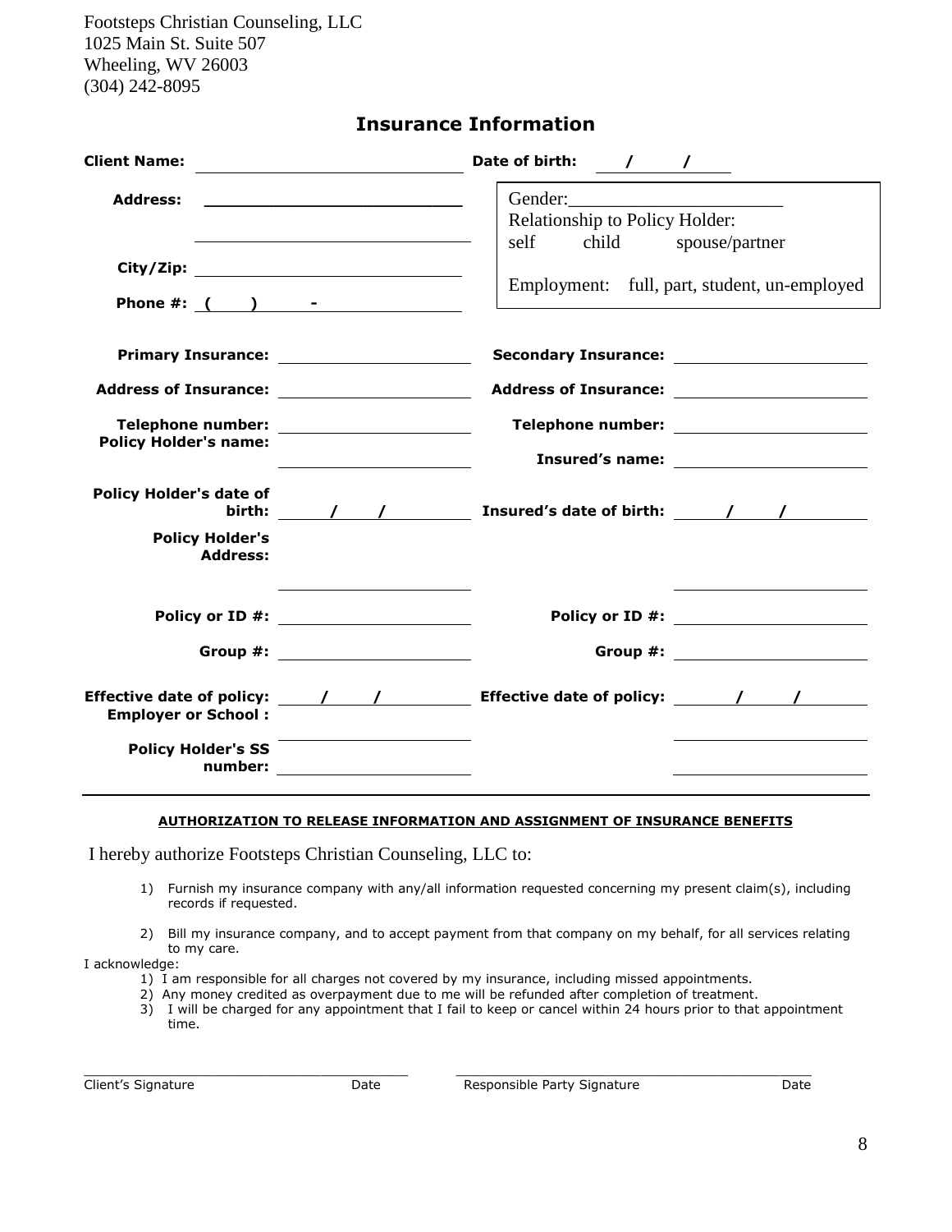Footsteps Christian Counseling, LLC
1025 Main St. Suite 507
Wheeling, WV 26003
(304) 242-8095

## Insurance Information

**Client Name:** ____________________________ **Date of birth:** ___/___/___

**Address:** ____________________________

____________________________

**City/Zip:** ____________________________

**Phone #:** (     )      -

Gender:______________________
Relationship to Policy Holder:
self     child     spouse/partner

Employment:   full, part, student, un-employed

| | Primary | | Secondary |
|---|---|---|---|
| **Primary Insurance:** | | **Secondary Insurance:** | |
| **Address of Insurance:** | | **Address of Insurance:** | |
| **Telephone number:** | | **Telephone number:** | |
| **Policy Holder's name:** | | **Insured's name:** | |
| **Policy Holder's date of birth:** | / / | **Insured's date of birth:** | / / |
| **Policy Holder's Address:** | | | |
| **Policy or ID #:** | | **Policy or ID #:** | |
| **Group #:** | | **Group #:** | |
| **Effective date of policy:** | / / | **Effective date of policy:** | / / |
| **Employer or School :** | | | |
| **Policy Holder's SS number:** | | | |

---

**AUTHORIZATION TO RELEASE INFORMATION AND ASSIGNMENT OF INSURANCE BENEFITS**

I hereby authorize Footsteps Christian Counseling, LLC to:

1) Furnish my insurance company with any/all information requested concerning my present claim(s), including records if requested.
2) Bill my insurance company, and to accept payment from that company on my behalf, for all services relating to my care.

I acknowledge:

1) I am responsible for all charges not covered by my insurance, including missed appointments.
2) Any money credited as overpayment due to me will be refunded after completion of treatment.
3) I will be charged for any appointment that I fail to keep or cancel within 24 hours prior to that appointment time.

_______________________________________ _______________________________________
Client's Signature                    Date          Responsible Party Signature                    Date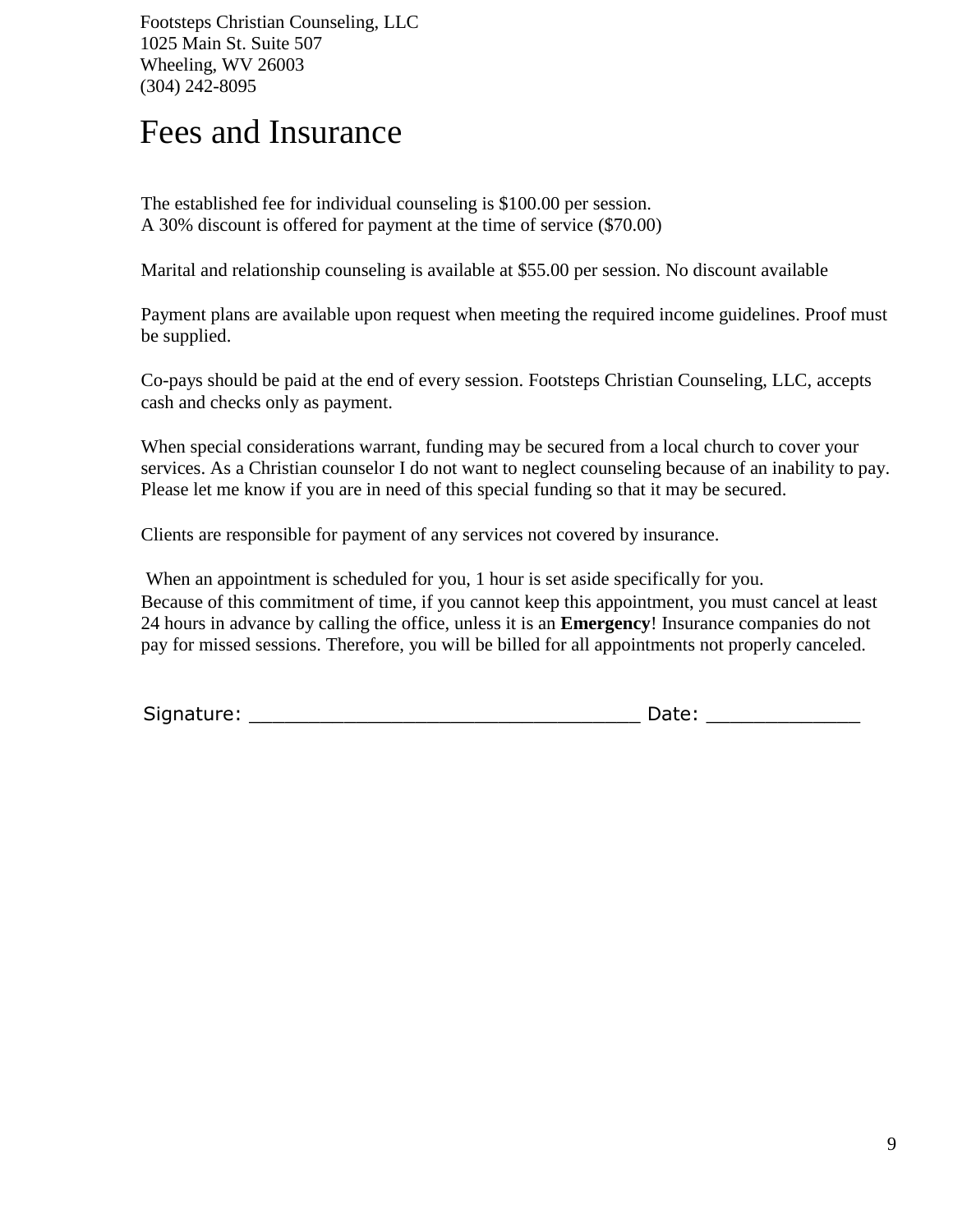Footsteps Christian Counseling, LLC
1025 Main St. Suite 507
Wheeling, WV 26003
(304) 242-8095

# Fees and Insurance

The established fee for individual counseling is $100.00 per session.
A 30% discount is offered for payment at the time of service ($70.00)

Marital and relationship counseling is available at $55.00 per session. No discount available

Payment plans are available upon request when meeting the required income guidelines. Proof must be supplied.

Co-pays should be paid at the end of every session. Footsteps Christian Counseling, LLC, accepts cash and checks only as payment.

When special considerations warrant, funding may be secured from a local church to cover your services. As a Christian counselor I do not want to neglect counseling because of an inability to pay. Please let me know if you are in need of this special funding so that it may be secured.

Clients are responsible for payment of any services not covered by insurance.

When an appointment is scheduled for you, 1 hour is set aside specifically for you.
Because of this commitment of time, if you cannot keep this appointment, you must cancel at least 24 hours in advance by calling the office, unless it is an **Emergency**! Insurance companies do not pay for missed sessions. Therefore, you will be billed for all appointments not properly canceled.

Signature: ________________________________ Date: _____________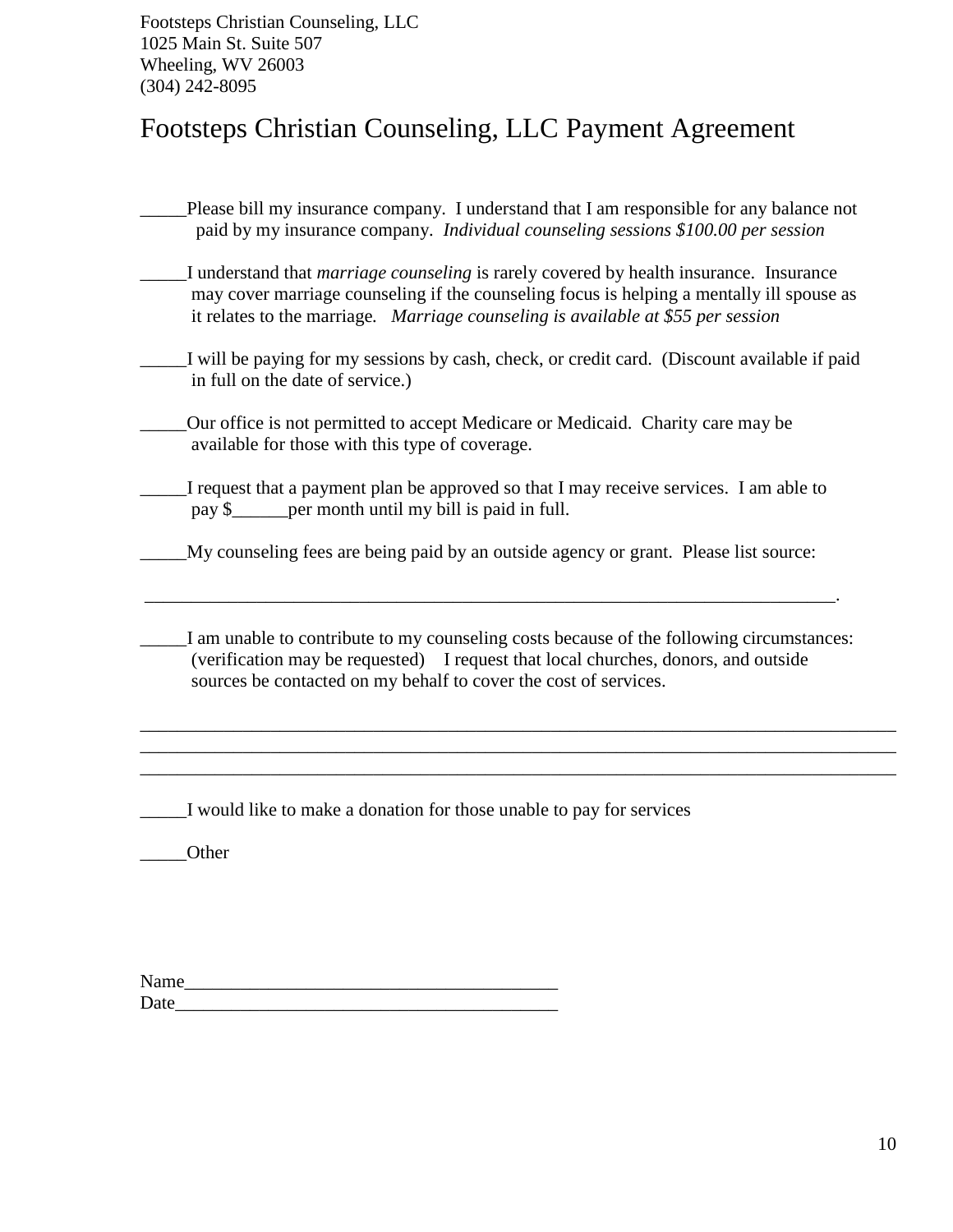Footsteps Christian Counseling, LLC
1025 Main St. Suite 507
Wheeling, WV 26003
(304) 242-8095

# Footsteps Christian Counseling, LLC Payment Agreement

_____Please bill my insurance company. I understand that I am responsible for any balance not paid by my insurance company. *Individual counseling sessions $100.00 per session*

_____I understand that *marriage counseling* is rarely covered by health insurance. Insurance may cover marriage counseling if the counseling focus is helping a mentally ill spouse as it relates to the marriage. *Marriage counseling is available at $55 per session*

_____I will be paying for my sessions by cash, check, or credit card. (Discount available if paid in full on the date of service.)

_____Our office is not permitted to accept Medicare or Medicaid. Charity care may be available for those with this type of coverage.

_____I request that a payment plan be approved so that I may receive services. I am able to pay $______per month until my bill is paid in full.

_____My counseling fees are being paid by an outside agency or grant. Please list source:

___________________________________________________________________________.

_____I am unable to contribute to my counseling costs because of the following circumstances: (verification may be requested) I request that local churches, donors, and outside sources be contacted on my behalf to cover the cost of services.

_____________________________________________________________________________
_____________________________________________________________________________
_____________________________________________________________________________

_____I would like to make a donation for those unable to pay for services

_____Other

Name________________________________________
Date_________________________________________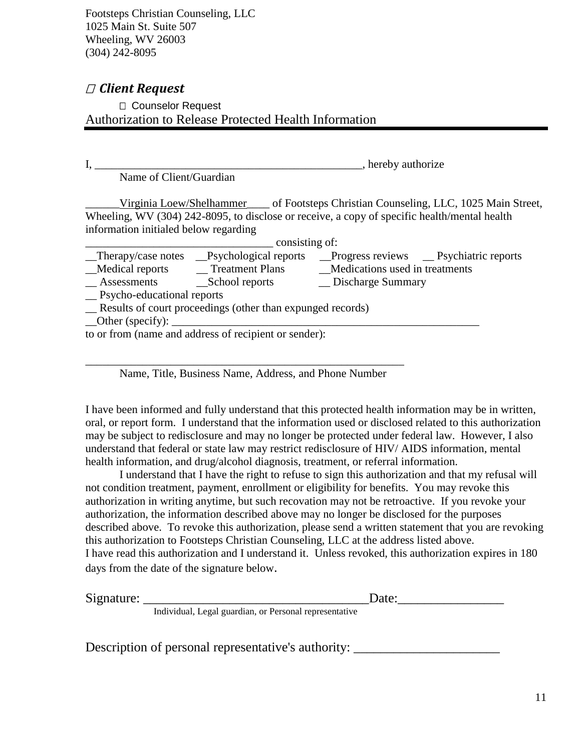Footsteps Christian Counseling, LLC
1025 Main St. Suite 507
Wheeling, WV 26003
(304) 242-8095

☐ ***Client Request***

☐ Counselor Request

Authorization to Release Protected Health Information

I, _______________________________________________, hereby authorize
Name of Client/Guardian

______Virginia Loew/Shelhammer____ of Footsteps Christian Counseling, LLC, 1025 Main Street, Wheeling, WV (304) 242-8095, to disclose or receive, a copy of specific health/mental health information initialed below regarding

_________________________________ consisting of:

__Therapy/case notes __Psychological reports __Progress reviews __ Psychiatric reports
__Medical reports __ Treatment Plans __Medications used in treatments
__ Assessments __School reports __ Discharge Summary
__ Psycho-educational reports
__ Results of court proceedings (other than expunged records)
__Other (specify): _______________________________________________________

to or from (name and address of recipient or sender):

________________________________________________________
Name, Title, Business Name, Address, and Phone Number

I have been informed and fully understand that this protected health information may be in written, oral, or report form. I understand that the information used or disclosed related to this authorization may be subject to redisclosure and may no longer be protected under federal law. However, I also understand that federal or state law may restrict redisclosure of HIV/ AIDS information, mental health information, and drug/alcohol diagnosis, treatment, or referral information.

I understand that I have the right to refuse to sign this authorization and that my refusal will not condition treatment, payment, enrollment or eligibility for benefits. You may revoke this authorization in writing anytime, but such recovation may not be retroactive. If you revoke your authorization, the information described above may no longer be disclosed for the purposes described above. To revoke this authorization, please send a written statement that you are revoking this authorization to Footsteps Christian Counseling, LLC at the address listed above.
I have read this authorization and I understand it. Unless revoked, this authorization expires in 180 days from the date of the signature below.

Signature: ___________________________________Date:________________
Individual, Legal guardian, or Personal representative

Description of personal representative's authority: ______________________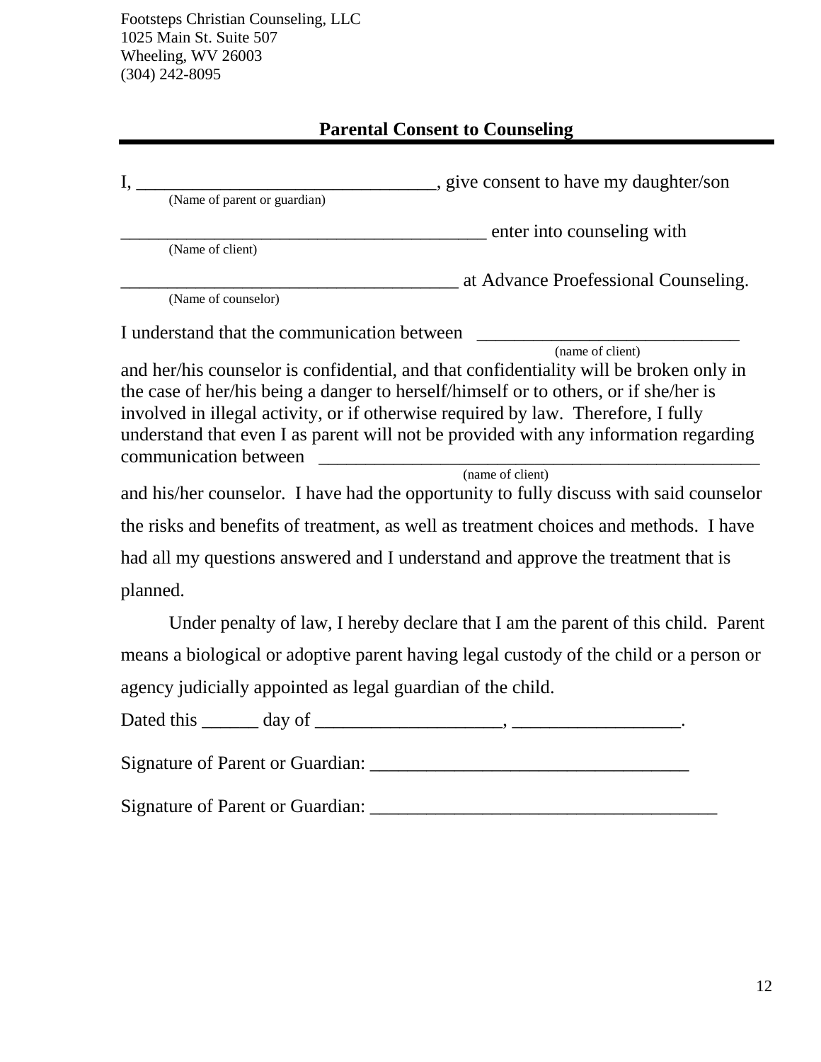Footsteps Christian Counseling, LLC
1025 Main St. Suite 507
Wheeling, WV 26003
(304) 242-8095

## Parental Consent to Counseling

I, ________________________________, give consent to have my daughter/son
(Name of parent or guardian)

_______________________________________ enter into counseling with
(Name of client)

____________________________________ at Advance Proefessional Counseling.
(Name of counselor)

I understand that the communication between ____________________________
(name of client)
and her/his counselor is confidential, and that confidentiality will be broken only in the case of her/his being a danger to herself/himself or to others, or if she/her is involved in illegal activity, or if otherwise required by law. Therefore, I fully understand that even I as parent will not be provided with any information regarding communication between _______________________________________________
(name of client)
and his/her counselor. I have had the opportunity to fully discuss with said counselor the risks and benefits of treatment, as well as treatment choices and methods. I have had all my questions answered and I understand and approve the treatment that is planned.

Under penalty of law, I hereby declare that I am the parent of this child. Parent means a biological or adoptive parent having legal custody of the child or a person or agency judicially appointed as legal guardian of the child.

Dated this ______ day of ____________________, __________________.

Signature of Parent or Guardian: __________________________________

Signature of Parent or Guardian: _____________________________________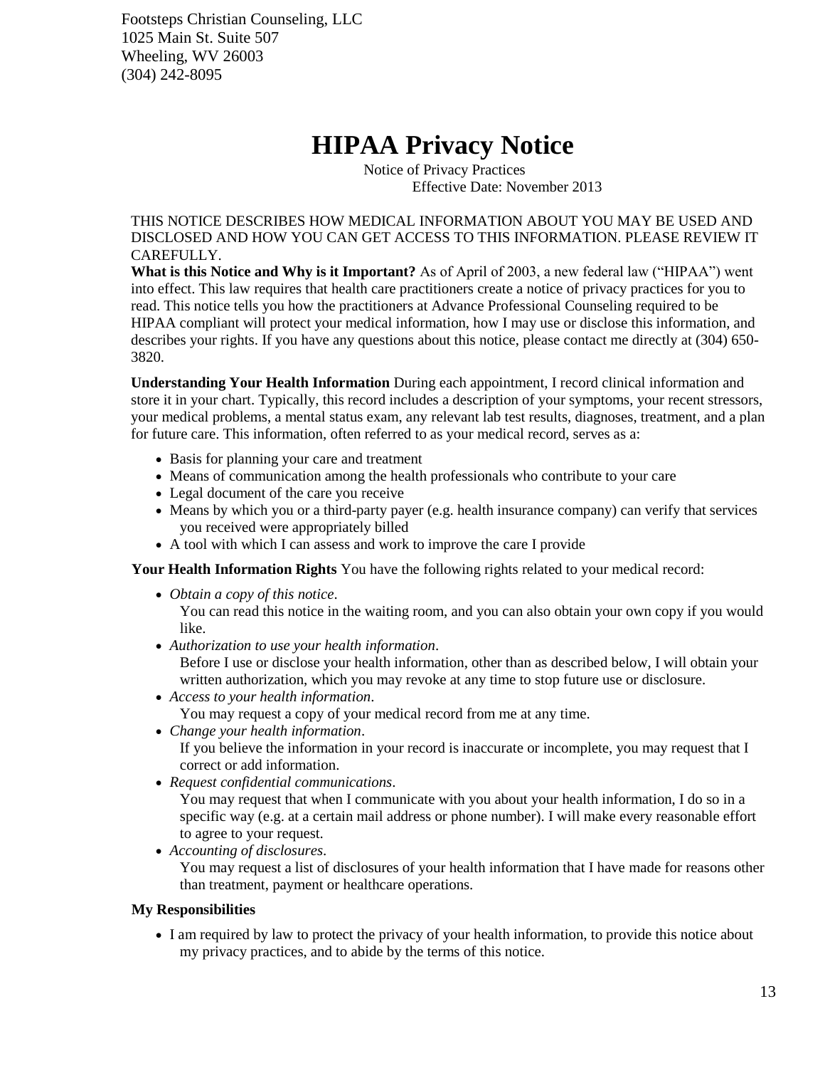Footsteps Christian Counseling, LLC
1025 Main St. Suite 507
Wheeling, WV 26003
(304) 242-8095

# HIPAA Privacy Notice

Notice of Privacy Practices
Effective Date: November 2013

THIS NOTICE DESCRIBES HOW MEDICAL INFORMATION ABOUT YOU MAY BE USED AND DISCLOSED AND HOW YOU CAN GET ACCESS TO THIS INFORMATION. PLEASE REVIEW IT CAREFULLY.

**What is this Notice and Why is it Important?** As of April of 2003, a new federal law ("HIPAA") went into effect. This law requires that health care practitioners create a notice of privacy practices for you to read. This notice tells you how the practitioners at Advance Professional Counseling required to be HIPAA compliant will protect your medical information, how I may use or disclose this information, and describes your rights. If you have any questions about this notice, please contact me directly at (304) 650-3820.

**Understanding Your Health Information** During each appointment, I record clinical information and store it in your chart. Typically, this record includes a description of your symptoms, your recent stressors, your medical problems, a mental status exam, any relevant lab test results, diagnoses, treatment, and a plan for future care. This information, often referred to as your medical record, serves as a:

- Basis for planning your care and treatment
- Means of communication among the health professionals who contribute to your care
- Legal document of the care you receive
- Means by which you or a third-party payer (e.g. health insurance company) can verify that services you received were appropriately billed
- A tool with which I can assess and work to improve the care I provide

**Your Health Information Rights** You have the following rights related to your medical record:

- *Obtain a copy of this notice*.
  You can read this notice in the waiting room, and you can also obtain your own copy if you would like.
- *Authorization to use your health information*.
  Before I use or disclose your health information, other than as described below, I will obtain your written authorization, which you may revoke at any time to stop future use or disclosure.
- *Access to your health information*.
  You may request a copy of your medical record from me at any time.
- *Change your health information*.
  If you believe the information in your record is inaccurate or incomplete, you may request that I correct or add information.
- *Request confidential communications*.
  You may request that when I communicate with you about your health information, I do so in a specific way (e.g. at a certain mail address or phone number). I will make every reasonable effort to agree to your request.
- *Accounting of disclosures*.
  You may request a list of disclosures of your health information that I have made for reasons other than treatment, payment or healthcare operations.

**My Responsibilities**

- I am required by law to protect the privacy of your health information, to provide this notice about my privacy practices, and to abide by the terms of this notice.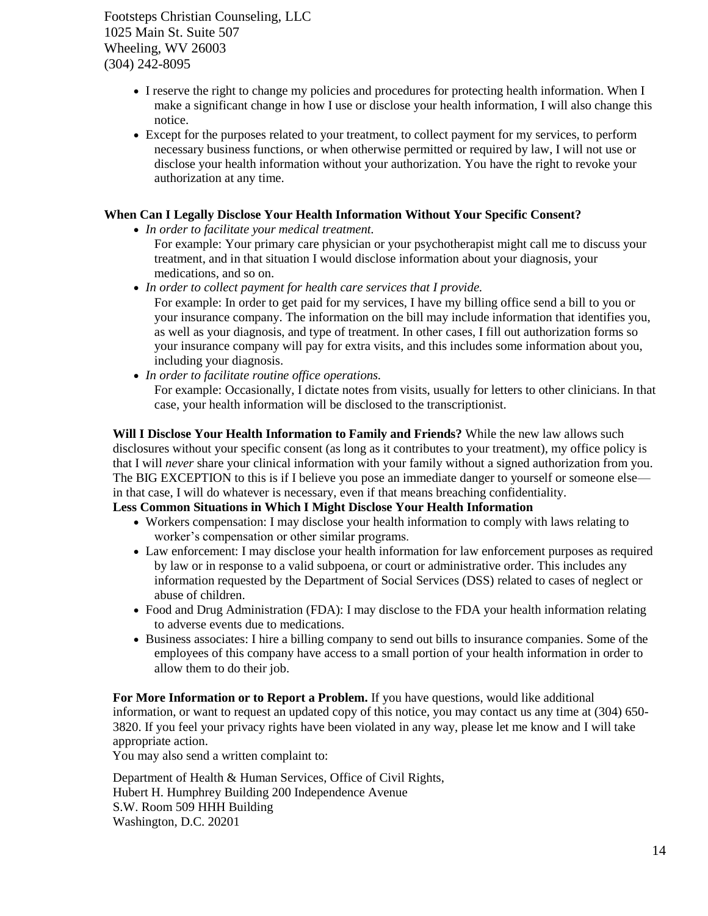- I reserve the right to change my policies and procedures for protecting health information. When I make a significant change in how I use or disclose your health information, I will also change this notice.
- Except for the purposes related to your treatment, to collect payment for my services, to perform necessary business functions, or when otherwise permitted or required by law, I will not use or disclose your health information without your authorization. You have the right to revoke your authorization at any time.

**When Can I Legally Disclose Your Health Information Without Your Specific Consent?**

- *In order to facilitate your medical treatment.*
  For example: Your primary care physician or your psychotherapist might call me to discuss your treatment, and in that situation I would disclose information about your diagnosis, your medications, and so on.
- *In order to collect payment for health care services that I provide.*
  For example: In order to get paid for my services, I have my billing office send a bill to you or your insurance company. The information on the bill may include information that identifies you, as well as your diagnosis, and type of treatment. In other cases, I fill out authorization forms so your insurance company will pay for extra visits, and this includes some information about you, including your diagnosis.
- *In order to facilitate routine office operations.*
  For example: Occasionally, I dictate notes from visits, usually for letters to other clinicians. In that case, your health information will be disclosed to the transcriptionist.

**Will I Disclose Your Health Information to Family and Friends?** While the new law allows such disclosures without your specific consent (as long as it contributes to your treatment), my office policy is that I will *never* share your clinical information with your family without a signed authorization from you. The BIG EXCEPTION to this is if I believe you pose an immediate danger to yourself or someone else—in that case, I will do whatever is necessary, even if that means breaching confidentiality.

**Less Common Situations in Which I Might Disclose Your Health Information**

- Workers compensation: I may disclose your health information to comply with laws relating to worker's compensation or other similar programs.
- Law enforcement: I may disclose your health information for law enforcement purposes as required by law or in response to a valid subpoena, or court or administrative order. This includes any information requested by the Department of Social Services (DSS) related to cases of neglect or abuse of children.
- Food and Drug Administration (FDA): I may disclose to the FDA your health information relating to adverse events due to medications.
- Business associates: I hire a billing company to send out bills to insurance companies. Some of the employees of this company have access to a small portion of your health information in order to allow them to do their job.

**For More Information or to Report a Problem.** If you have questions, would like additional information, or want to request an updated copy of this notice, you may contact us any time at (304) 650-3820. If you feel your privacy rights have been violated in any way, please let me know and I will take appropriate action.
You may also send a written complaint to:

Department of Health & Human Services, Office of Civil Rights,
Hubert H. Humphrey Building 200 Independence Avenue
S.W. Room 509 HHH Building
Washington, D.C. 20201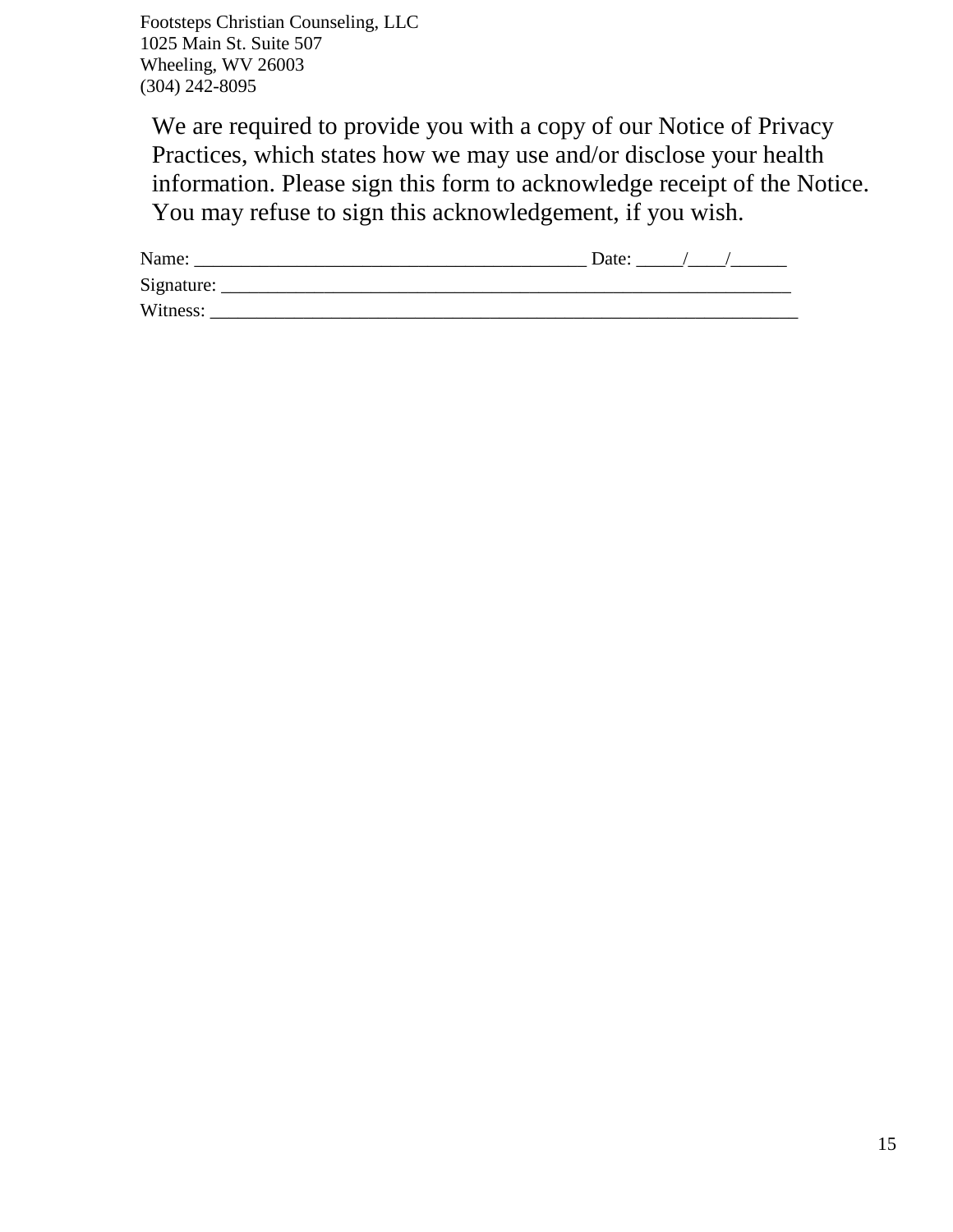Footsteps Christian Counseling, LLC
1025 Main St. Suite 507
Wheeling, WV 26003
(304) 242-8095

We are required to provide you with a copy of our Notice of Privacy Practices, which states how we may use and/or disclose your health information. Please sign this form to acknowledge receipt of the Notice. You may refuse to sign this acknowledgement, if you wish.

Name: _________________________________________ Date: _____/____/______

Signature: _____________________________________________________________

Witness: _______________________________________________________________